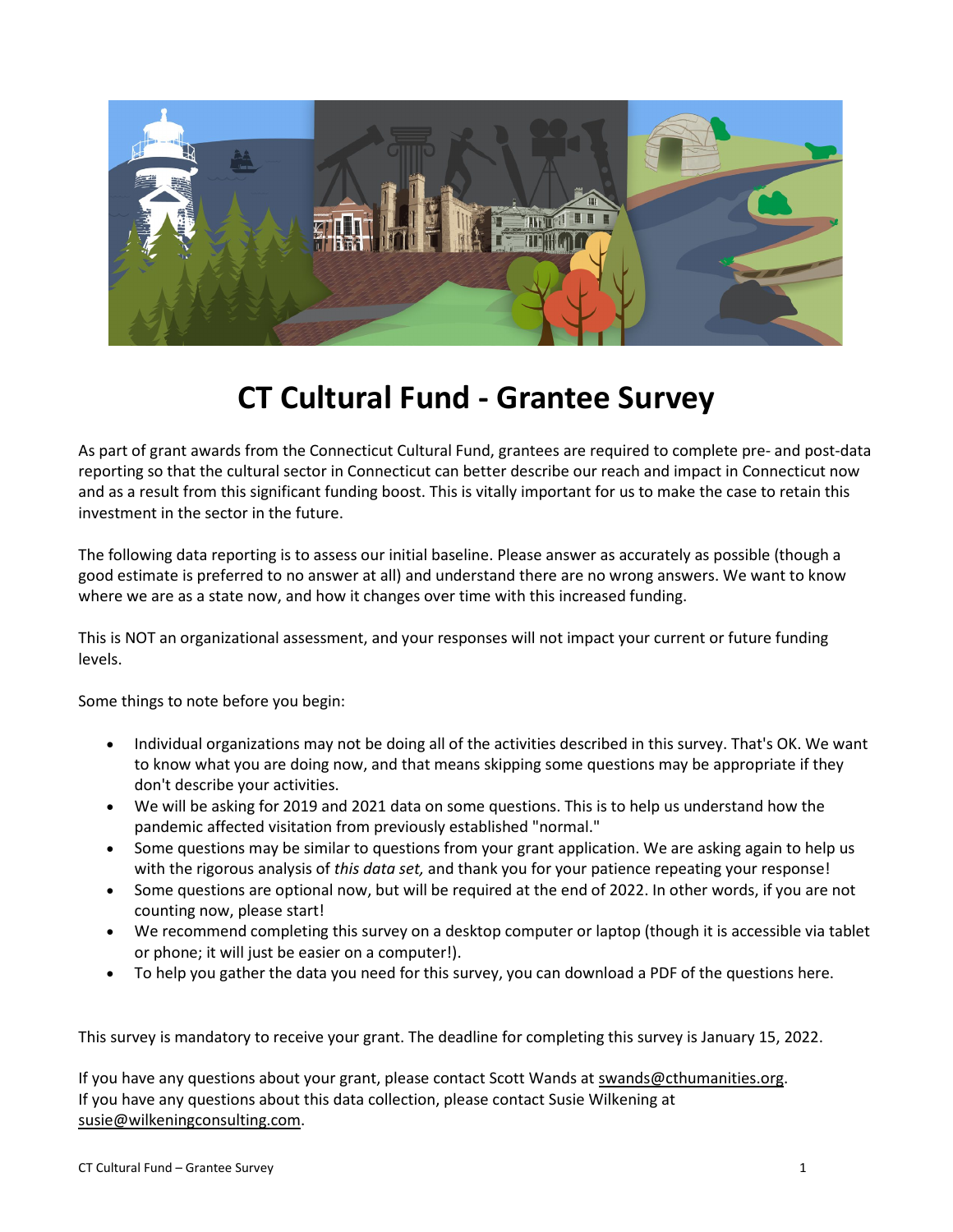# CT Cultural Fund - Grantee Survey

As part of grant awards from the Connecticut Cultural Fund, grantees are required to complete pre- and post-data reporting so that the cultural sector in Connecticut can better describe our reach and impact in Connecticut now and as a result from this significant funding boost. This is vitally important for us to make the case to retain this investment in the sector in the future.

The following data reporting is to assess our initial baseline. Please answer as accurately as possible (though a good estimate is preferred to no answer at all) and understand there are no wrong answers. We want to know where we are as a state now, and how it changes over time with this increased funding.

This is NOT an organizational assessment, and your responses will not impact your current or future funding levels.

Some things to note before you begin:

- Individual organizations may not be doing all of the activities described in this survey. That's OK. We want to know what you are doing now, and that means skipping some questions may be appropriate if they don't describe your activities.
- We will be asking for 2019 and 2021 data on some questions. This is to help us understand how the pandemic affected visitation from previously established "normal."
- Some questions may be similar to questions from your grant application. We are asking again to help us with the rigorous analysis of *this data set,* and thank you for your patience repeating your response!
- Some questions are optional now, but will be required at the end of 2022. In other words, if you are not counting now, please start!
- We recommend completing this survey on a desktop computer or laptop (though it is accessible via tablet or phone; it will just be easier on a computer!).
- To help you gather the data you need for this survey, you can download a PDF of the questions here.

This survey is mandatory to receive your grant. The deadline for completing this survey is January 15, 2022.

If you have any questions about your grant, please contact Scott Wands at swands@cthumanities.org.
If you have any questions about this data collection, please contact Susie Wilkening at susie@wilkeningconsulting.com.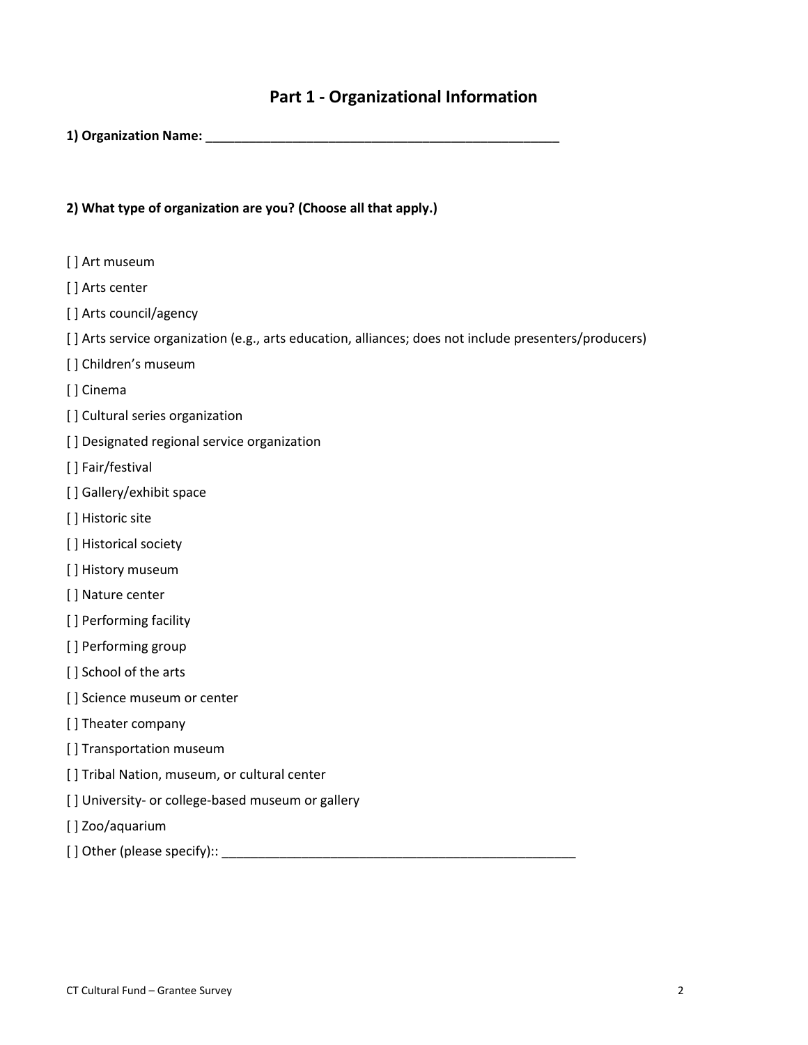## Part 1 - Organizational Information

**1) Organization Name:** ___________________________________________________

**2) What type of organization are you? (Choose all that apply.)**

[ ] Art museum

[ ] Arts center

[ ] Arts council/agency

[ ] Arts service organization (e.g., arts education, alliances; does not include presenters/producers)

[ ] Children's museum

[ ] Cinema

[ ] Cultural series organization

[ ] Designated regional service organization

[ ] Fair/festival

[ ] Gallery/exhibit space

[ ] Historic site

[ ] Historical society

[ ] History museum

[ ] Nature center

[ ] Performing facility

[ ] Performing group

[ ] School of the arts

[ ] Science museum or center

[ ] Theater company

[ ] Transportation museum

[ ] Tribal Nation, museum, or cultural center

[ ] University- or college-based museum or gallery

[ ] Zoo/aquarium

[ ] Other (please specify):: ___________________________________________________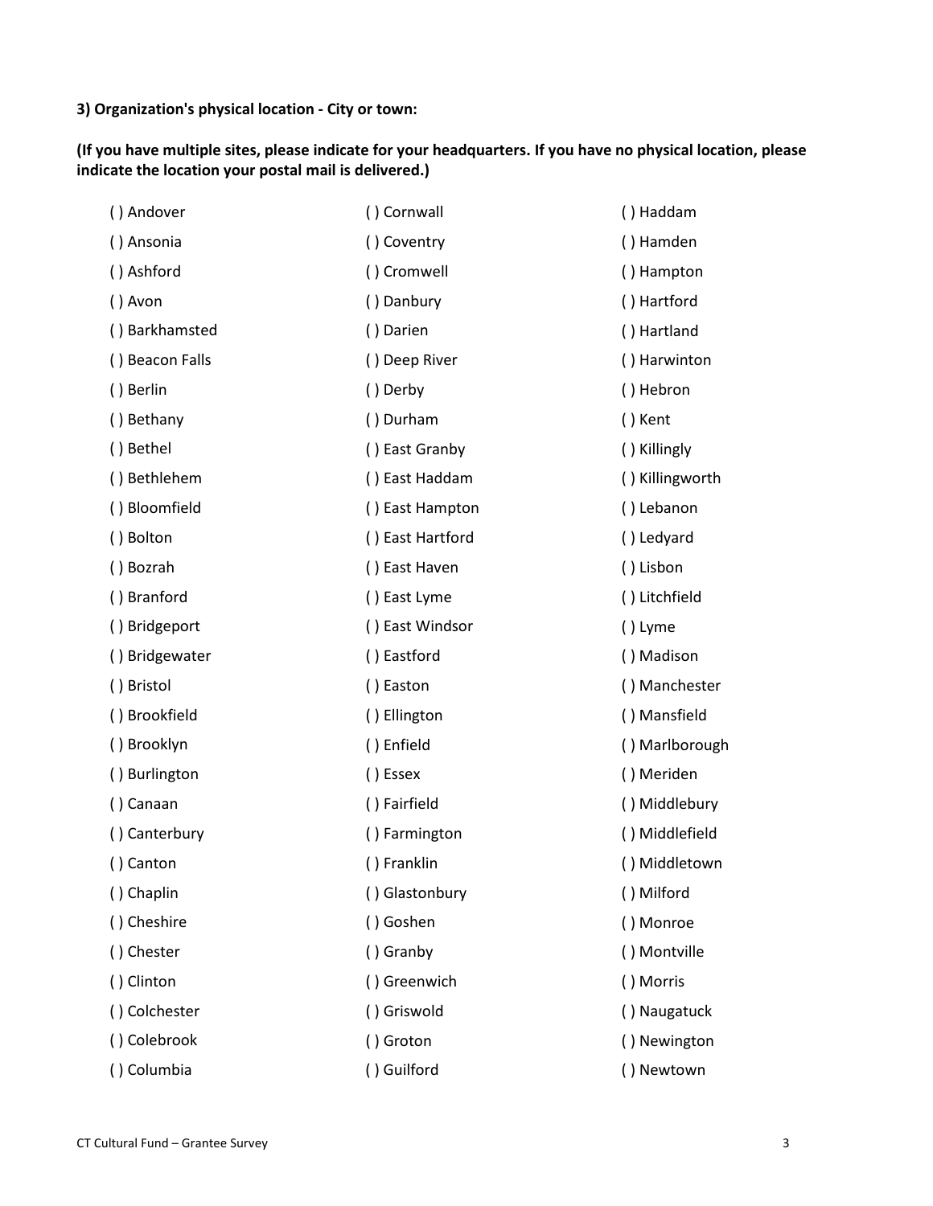**3) Organization's physical location - City or town:**

**(If you have multiple sites, please indicate for your headquarters. If you have no physical location, please indicate the location your postal mail is delivered.)**

( ) Andover
( ) Ansonia
( ) Ashford
( ) Avon
( ) Barkhamsted
( ) Beacon Falls
( ) Berlin
( ) Bethany
( ) Bethel
( ) Bethlehem
( ) Bloomfield
( ) Bolton
( ) Bozrah
( ) Branford
( ) Bridgeport
( ) Bridgewater
( ) Bristol
( ) Brookfield
( ) Brooklyn
( ) Burlington
( ) Canaan
( ) Canterbury
( ) Canton
( ) Chaplin
( ) Cheshire
( ) Chester
( ) Clinton
( ) Colchester
( ) Colebrook
( ) Columbia
( ) Cornwall
( ) Coventry
( ) Cromwell
( ) Danbury
( ) Darien
( ) Deep River
( ) Derby
( ) Durham
( ) East Granby
( ) East Haddam
( ) East Hampton
( ) East Hartford
( ) East Haven
( ) East Lyme
( ) East Windsor
( ) Eastford
( ) Easton
( ) Ellington
( ) Enfield
( ) Essex
( ) Fairfield
( ) Farmington
( ) Franklin
( ) Glastonbury
( ) Goshen
( ) Granby
( ) Greenwich
( ) Griswold
( ) Groton
( ) Guilford
( ) Haddam
( ) Hamden
( ) Hampton
( ) Hartford
( ) Hartland
( ) Harwinton
( ) Hebron
( ) Kent
( ) Killingly
( ) Killingworth
( ) Lebanon
( ) Ledyard
( ) Lisbon
( ) Litchfield
( ) Lyme
( ) Madison
( ) Manchester
( ) Mansfield
( ) Marlborough
( ) Meriden
( ) Middlebury
( ) Middlefield
( ) Middletown
( ) Milford
( ) Monroe
( ) Montville
( ) Morris
( ) Naugatuck
( ) Newington
( ) Newtown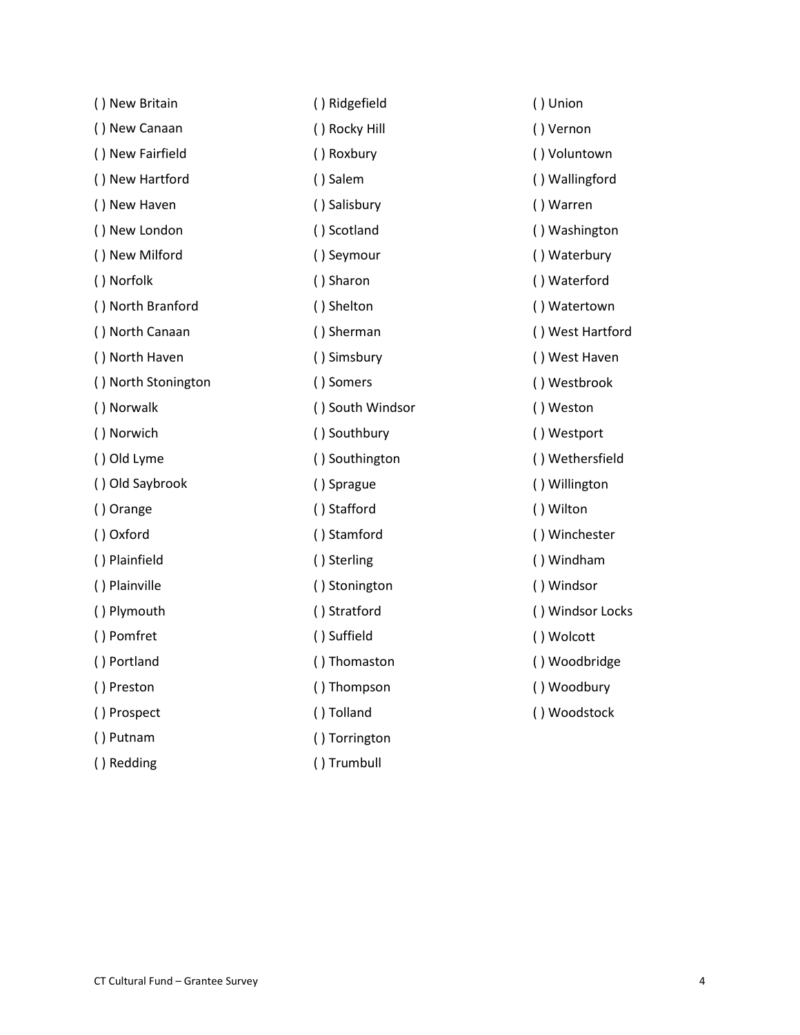( ) New Britain
( ) New Canaan
( ) New Fairfield
( ) New Hartford
( ) New Haven
( ) New London
( ) New Milford
( ) Norfolk
( ) North Branford
( ) North Canaan
( ) North Haven
( ) North Stonington
( ) Norwalk
( ) Norwich
( ) Old Lyme
( ) Old Saybrook
( ) Orange
( ) Oxford
( ) Plainfield
( ) Plainville
( ) Plymouth
( ) Pomfret
( ) Portland
( ) Preston
( ) Prospect
( ) Putnam
( ) Redding
( ) Ridgefield
( ) Rocky Hill
( ) Roxbury
( ) Salem
( ) Salisbury
( ) Scotland
( ) Seymour
( ) Sharon
( ) Shelton
( ) Sherman
( ) Simsbury
( ) Somers
( ) South Windsor
( ) Southbury
( ) Southington
( ) Sprague
( ) Stafford
( ) Stamford
( ) Sterling
( ) Stonington
( ) Stratford
( ) Suffield
( ) Thomaston
( ) Thompson
( ) Tolland
( ) Torrington
( ) Trumbull
( ) Union
( ) Vernon
( ) Voluntown
( ) Wallingford
( ) Warren
( ) Washington
( ) Waterbury
( ) Waterford
( ) Watertown
( ) West Hartford
( ) West Haven
( ) Westbrook
( ) Weston
( ) Westport
( ) Wethersfield
( ) Willington
( ) Wilton
( ) Winchester
( ) Windham
( ) Windsor
( ) Windsor Locks
( ) Wolcott
( ) Woodbridge
( ) Woodbury
( ) Woodstock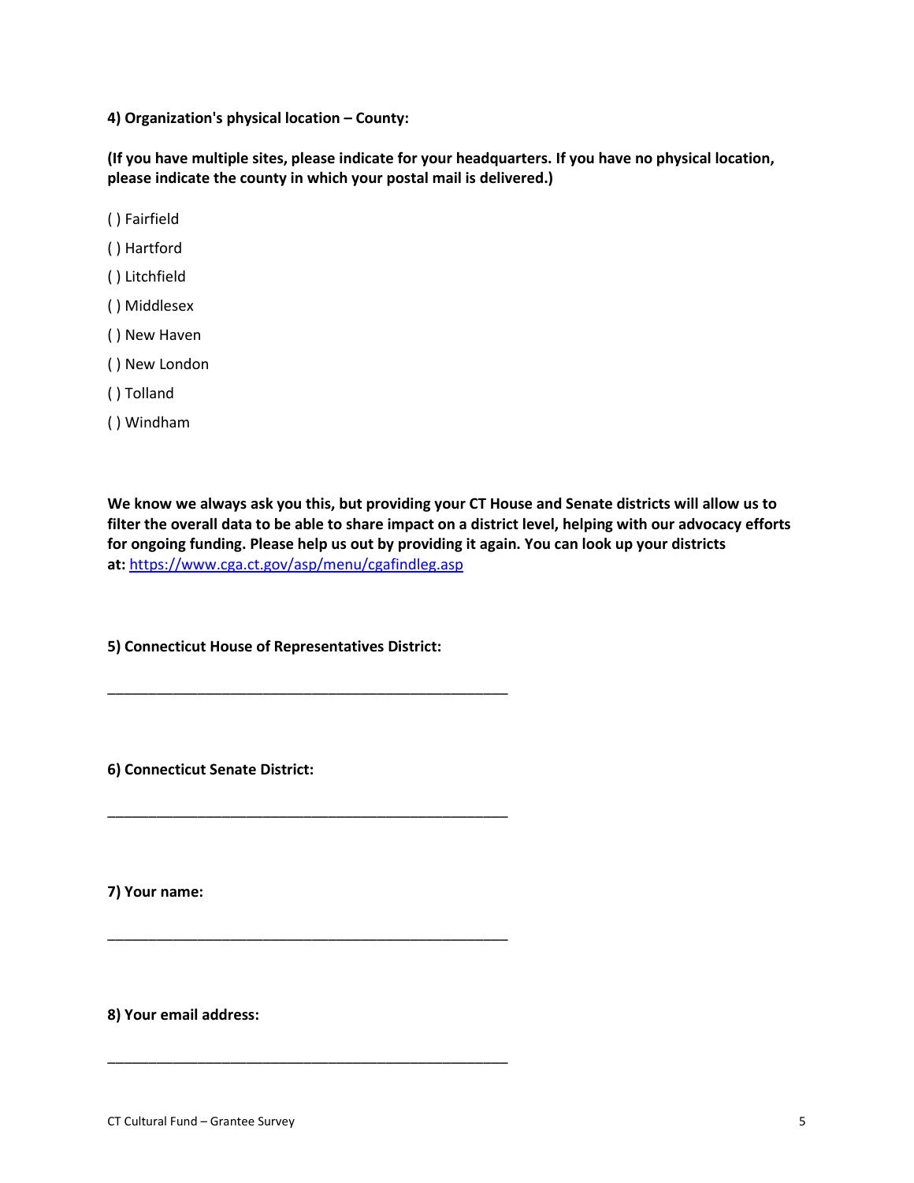**4) Organization's physical location – County:**

**(If you have multiple sites, please indicate for your headquarters. If you have no physical location, please indicate the county in which your postal mail is delivered.)**

( ) Fairfield

( ) Hartford

( ) Litchfield

( ) Middlesex

( ) New Haven

( ) New London

( ) Tolland

( ) Windham

**We know we always ask you this, but providing your CT House and Senate districts will allow us to filter the overall data to be able to share impact on a district level, helping with our advocacy efforts for ongoing funding. Please help us out by providing it again. You can look up your districts at:** [https://www.cga.ct.gov/asp/menu/cgafindleg.asp](https://www.cga.ct.gov/asp/menu/cgafindleg.asp)

**5) Connecticut House of Representatives District:**

_____________________________________________

**6) Connecticut Senate District:**

_____________________________________________

**7) Your name:**

_____________________________________________

**8) Your email address:**

_____________________________________________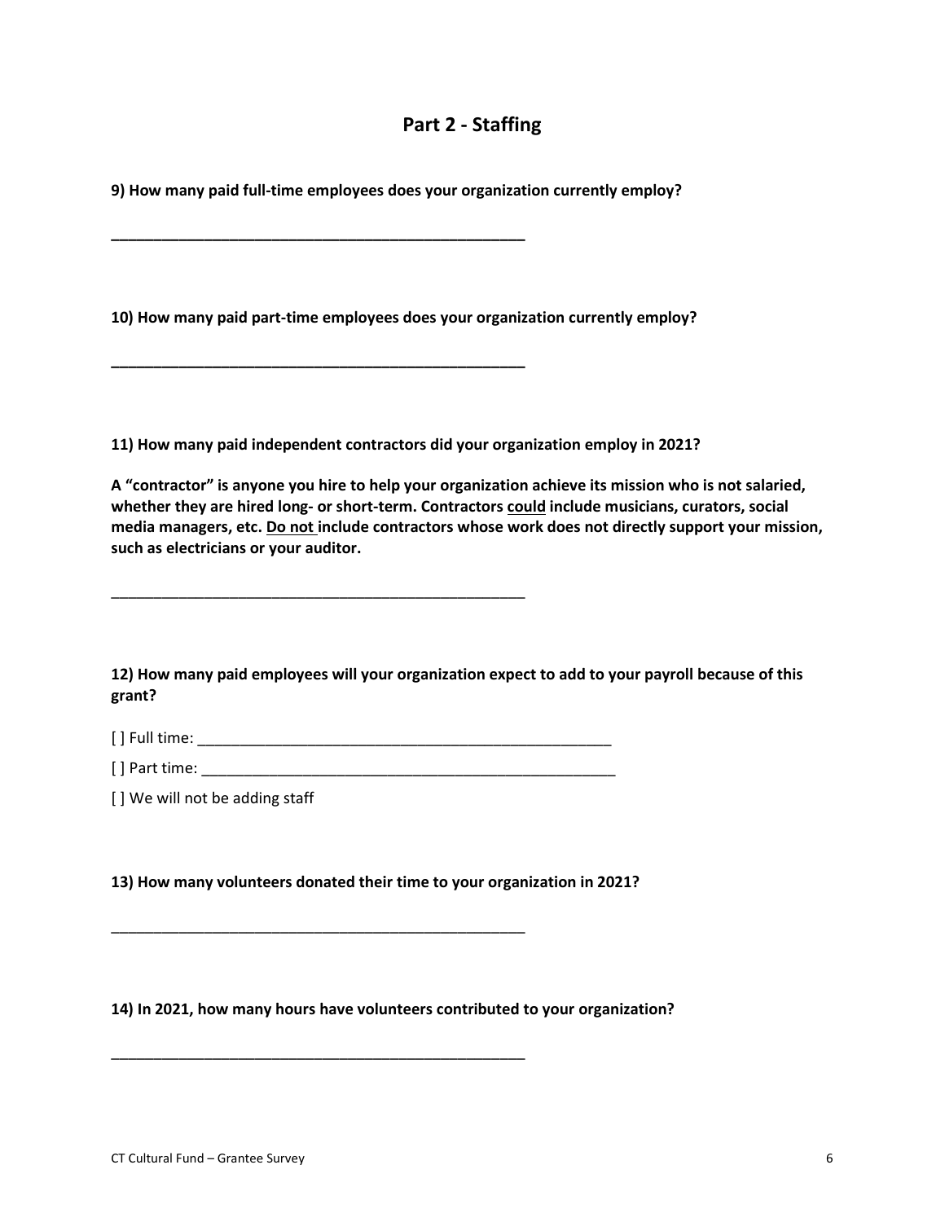## Part 2 - Staffing

**9) How many paid full-time employees does your organization currently employ?**

___________________________________________________

**10) How many paid part-time employees does your organization currently employ?**

___________________________________________________

**11) How many paid independent contractors did your organization employ in 2021?**

**A "contractor" is anyone you hire to help your organization achieve its mission who is not salaried, whether they are hired long- or short-term. Contractors <u>could</u> include musicians, curators, social media managers, etc. <u>Do not</u> include contractors whose work does not directly support your mission, such as electricians or your auditor.**

___________________________________________________

**12) How many paid employees will your organization expect to add to your payroll because of this grant?**

[ ] Full time: ___________________________________________________

[ ] Part time: ___________________________________________________

[ ] We will not be adding staff

**13) How many volunteers donated their time to your organization in 2021?**

___________________________________________________

**14) In 2021, how many hours have volunteers contributed to your organization?**

___________________________________________________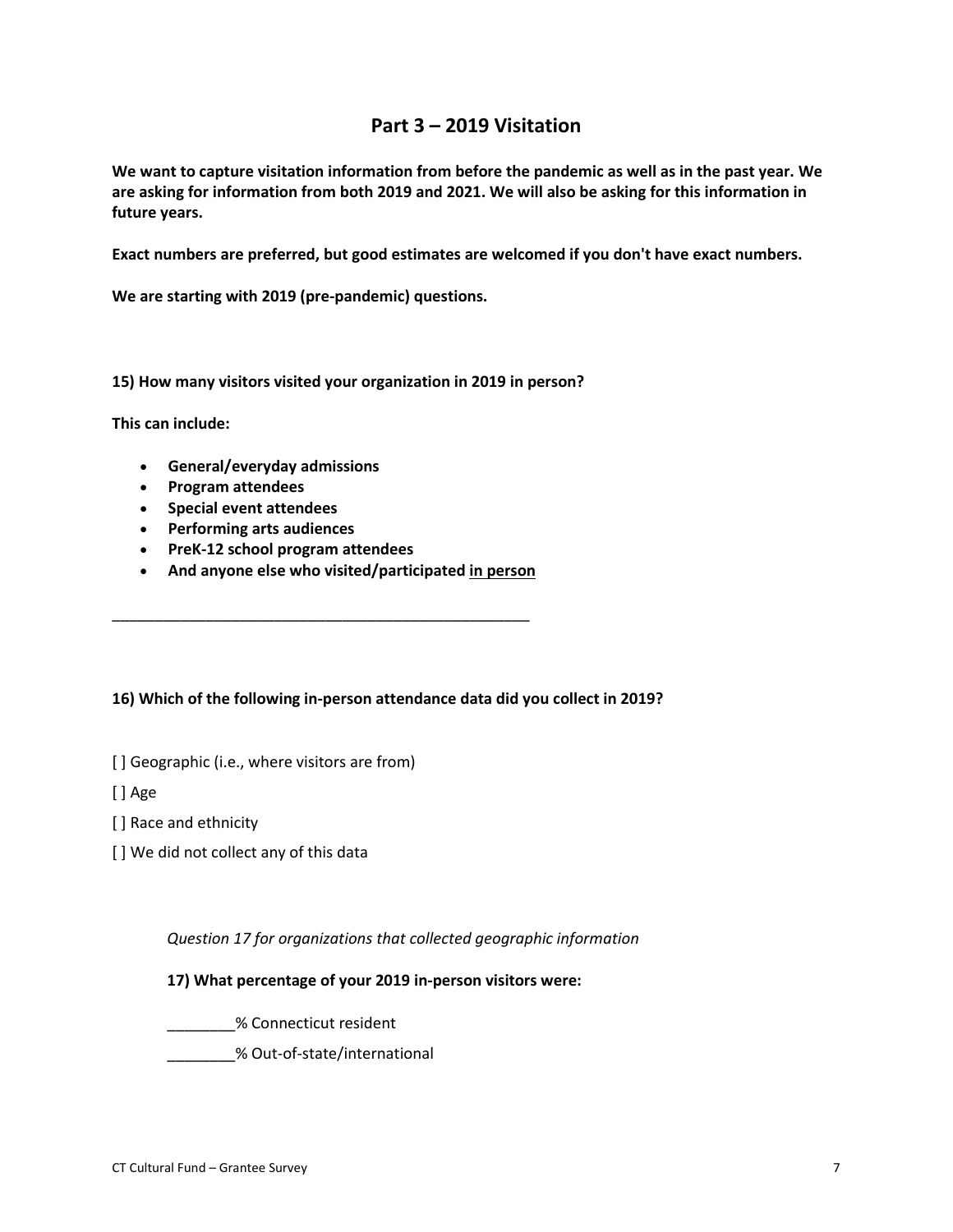## Part 3 – 2019 Visitation

**We want to capture visitation information from before the pandemic as well as in the past year. We are asking for information from both 2019 and 2021. We will also be asking for this information in future years.**

**Exact numbers are preferred, but good estimates are welcomed if you don't have exact numbers.**

**We are starting with 2019 (pre-pandemic) questions.**

**15) How many visitors visited your organization in 2019 in person?**

**This can include:**

- **General/everyday admissions**
- **Program attendees**
- **Special event attendees**
- **Performing arts audiences**
- **PreK-12 school program attendees**
- **And anyone else who visited/participated <u>in person</u>**

_____________________________________________________

**16) Which of the following in-person attendance data did you collect in 2019?**

[ ] Geographic (i.e., where visitors are from)

[ ] Age

[ ] Race and ethnicity

[ ] We did not collect any of this data

*Question 17 for organizations that collected geographic information*

**17) What percentage of your 2019 in-person visitors were:**

________% Connecticut resident

________% Out-of-state/international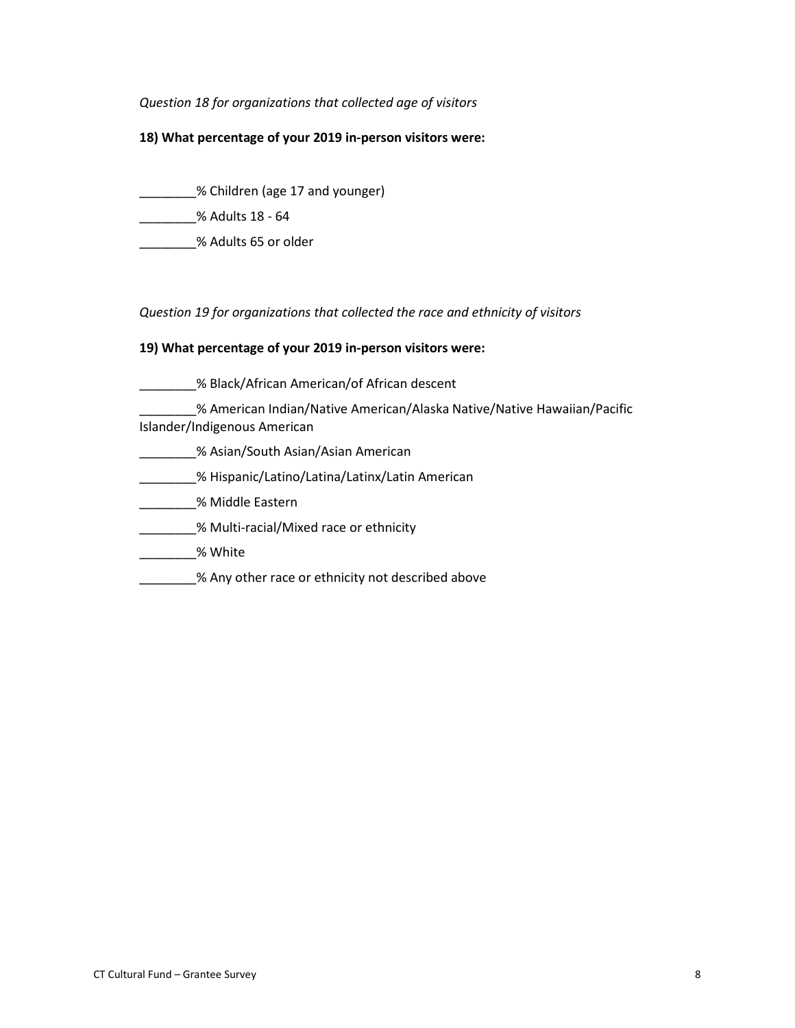*Question 18 for organizations that collected age of visitors*

**18) What percentage of your 2019 in-person visitors were:**

________% Children (age 17 and younger)

________% Adults 18 - 64

________% Adults 65 or older

*Question 19 for organizations that collected the race and ethnicity of visitors*

**19) What percentage of your 2019 in-person visitors were:**

________% Black/African American/of African descent

________% American Indian/Native American/Alaska Native/Native Hawaiian/Pacific Islander/Indigenous American

________% Asian/South Asian/Asian American

________% Hispanic/Latino/Latina/Latinx/Latin American

________% Middle Eastern

________% Multi-racial/Mixed race or ethnicity

________% White

________% Any other race or ethnicity not described above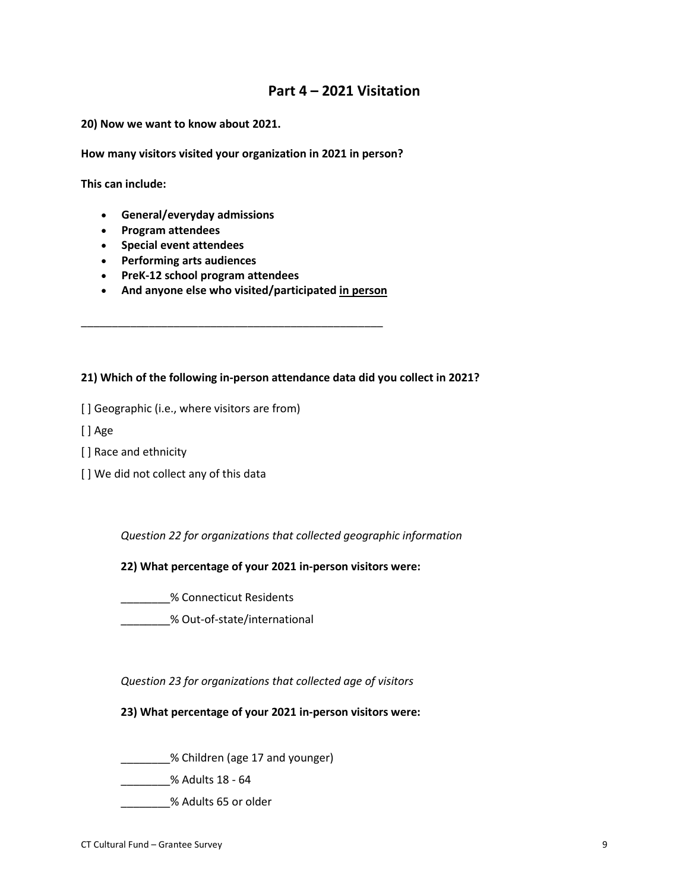## Part 4 – 2021 Visitation

**20) Now we want to know about 2021.**

**How many visitors visited your organization in 2021 in person?**

**This can include:**

- **General/everyday admissions**
- **Program attendees**
- **Special event attendees**
- **Performing arts audiences**
- **PreK-12 school program attendees**
- **And anyone else who visited/participated <u>in person</u>**

_____________________________________________________

**21) Which of the following in-person attendance data did you collect in 2021?**

[ ] Geographic (i.e., where visitors are from)

[ ] Age

[ ] Race and ethnicity

[ ] We did not collect any of this data

*Question 22 for organizations that collected geographic information*

**22) What percentage of your 2021 in-person visitors were:**

________% Connecticut Residents

________% Out-of-state/international

*Question 23 for organizations that collected age of visitors*

**23) What percentage of your 2021 in-person visitors were:**

________% Children (age 17 and younger)

________% Adults 18 - 64

________% Adults 65 or older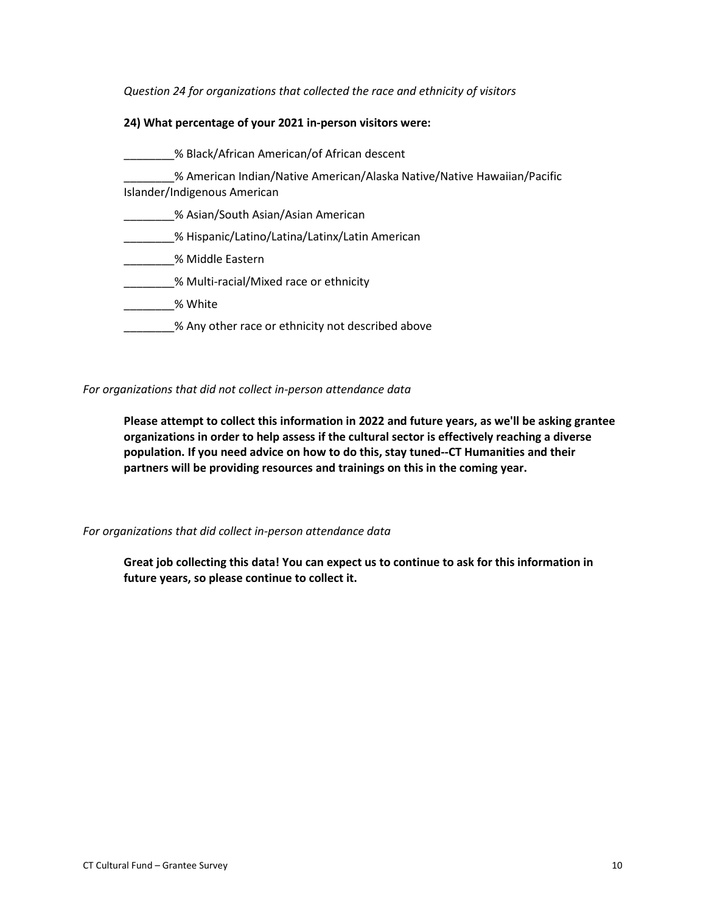*Question 24 for organizations that collected the race and ethnicity of visitors*

**24) What percentage of your 2021 in-person visitors were:**

________% Black/African American/of African descent

________% American Indian/Native American/Alaska Native/Native Hawaiian/Pacific Islander/Indigenous American

________% Asian/South Asian/Asian American

________% Hispanic/Latino/Latina/Latinx/Latin American

________% Middle Eastern

________% Multi-racial/Mixed race or ethnicity

________% White

________% Any other race or ethnicity not described above

*For organizations that did not collect in-person attendance data*

**Please attempt to collect this information in 2022 and future years, as we'll be asking grantee organizations in order to help assess if the cultural sector is effectively reaching a diverse population. If you need advice on how to do this, stay tuned--CT Humanities and their partners will be providing resources and trainings on this in the coming year.**

*For organizations that did collect in-person attendance data*

**Great job collecting this data! You can expect us to continue to ask for this information in future years, so please continue to collect it.**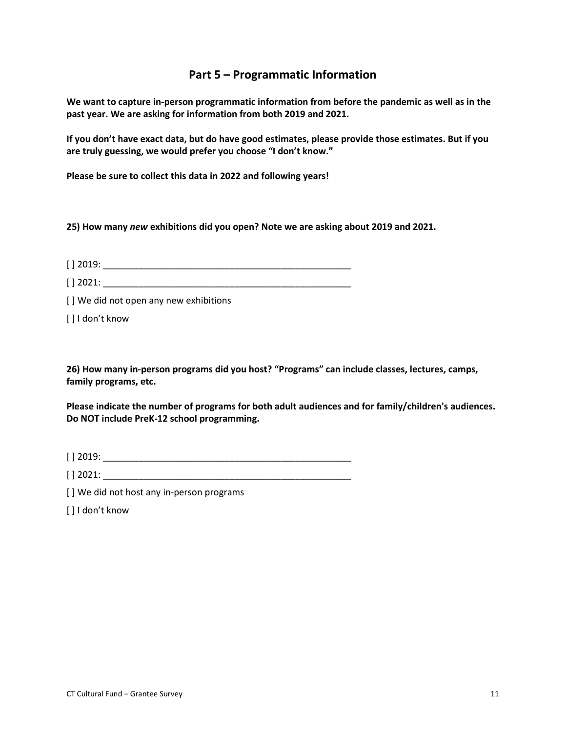## Part 5 – Programmatic Information

**We want to capture in-person programmatic information from before the pandemic as well as in the past year. We are asking for information from both 2019 and 2021.**

**If you don't have exact data, but do have good estimates, please provide those estimates. But if you are truly guessing, we would prefer you choose "I don't know."**

**Please be sure to collect this data in 2022 and following years!**

**25) How many *new* exhibitions did you open? Note we are asking about 2019 and 2021.**

[ ] 2019: ___________________________________________________

[ ] 2021: ___________________________________________________

[ ] We did not open any new exhibitions

[ ] I don't know

**26) How many in-person programs did you host? "Programs" can include classes, lectures, camps, family programs, etc.**

**Please indicate the number of programs for both adult audiences and for family/children's audiences. Do NOT include PreK-12 school programming.**

[ ] 2019: ___________________________________________________

[ ] 2021: ___________________________________________________

[ ] We did not host any in-person programs

[ ] I don't know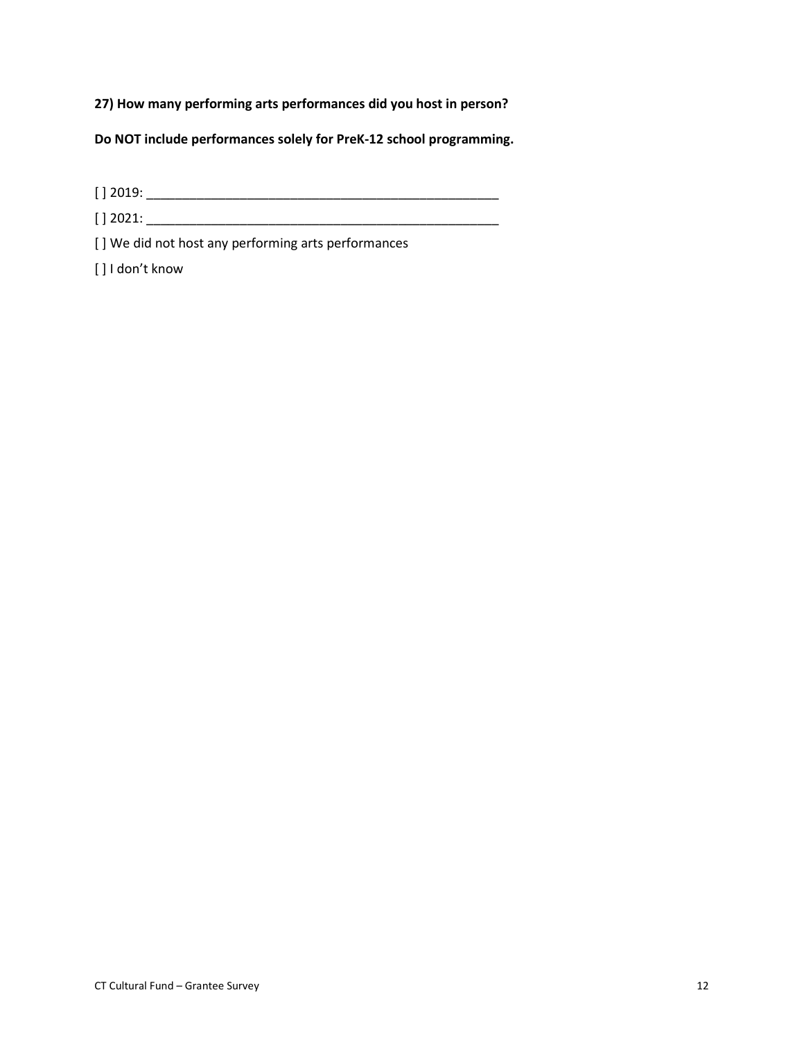**27) How many performing arts performances did you host in person?**

**Do NOT include performances solely for PreK-12 school programming.**

[ ] 2019: ___________________________________________________

[ ] 2021: ___________________________________________________

[ ] We did not host any performing arts performances

[ ] I don't know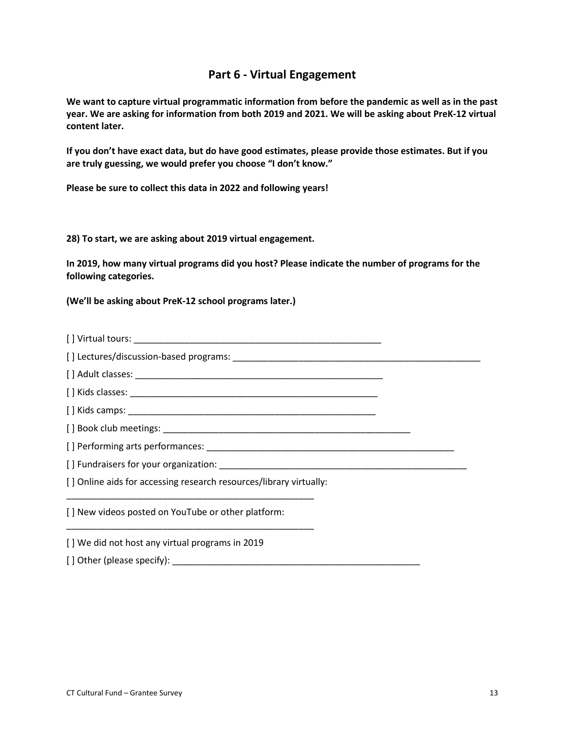## Part 6 - Virtual Engagement

**We want to capture virtual programmatic information from before the pandemic as well as in the past year. We are asking for information from both 2019 and 2021. We will be asking about PreK-12 virtual content later.**

**If you don't have exact data, but do have good estimates, please provide those estimates. But if you are truly guessing, we would prefer you choose "I don't know."**

**Please be sure to collect this data in 2022 and following years!**

**28) To start, we are asking about 2019 virtual engagement.**

**In 2019, how many virtual programs did you host? Please indicate the number of programs for the following categories.**

**(We'll be asking about PreK-12 school programs later.)**

[ ] Virtual tours: ___________________________________________________

[ ] Lectures/discussion-based programs: ___________________________________________________

[ ] Adult classes: ___________________________________________________

[ ] Kids classes: ___________________________________________________

[ ] Kids camps: ___________________________________________________

[ ] Book club meetings: ___________________________________________________

[ ] Performing arts performances: ___________________________________________________

[ ] Fundraisers for your organization: ___________________________________________________

[ ] Online aids for accessing research resources/library virtually: ___________________________________________________

[ ] New videos posted on YouTube or other platform: ___________________________________________________

[ ] We did not host any virtual programs in 2019

[ ] Other (please specify): ___________________________________________________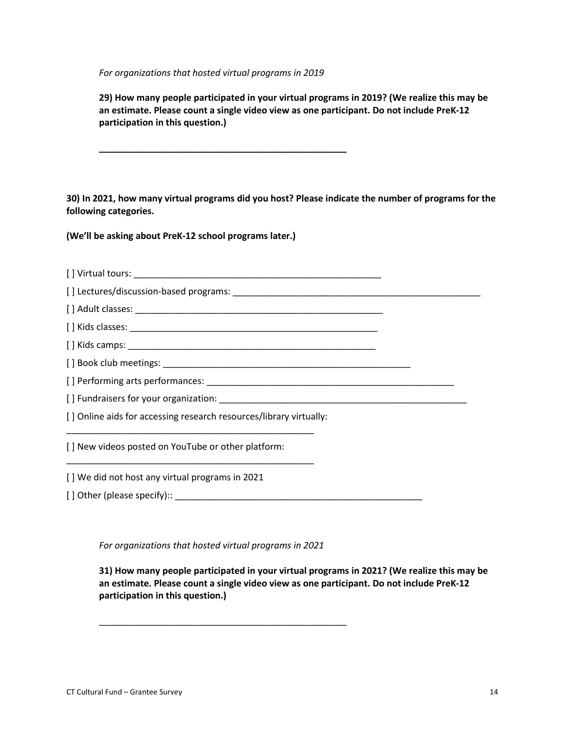*For organizations that hosted virtual programs in 2019*

**29) How many people participated in your virtual programs in 2019? (We realize this may be an estimate. Please count a single video view as one participant. Do not include PreK-12 participation in this question.)**

**\_\_\_\_\_\_\_\_\_\_\_\_\_\_\_\_\_\_\_\_\_\_\_\_\_\_\_\_\_\_\_\_\_\_\_\_\_\_\_\_\_\_\_\_\_\_\_\_\_\_**

**30) In 2021, how many virtual programs did you host? Please indicate the number of programs for the following categories.**

**(We'll be asking about PreK-12 school programs later.)**

[ ] Virtual tours: \_\_\_\_\_\_\_\_\_\_\_\_\_\_\_\_\_\_\_\_\_\_\_\_\_\_\_\_\_\_\_\_\_\_\_\_\_\_\_\_\_\_\_\_\_\_\_\_\_\_

[ ] Lectures/discussion-based programs: \_\_\_\_\_\_\_\_\_\_\_\_\_\_\_\_\_\_\_\_\_\_\_\_\_\_\_\_\_\_\_\_\_\_\_\_\_\_\_\_\_\_\_\_\_\_\_\_\_\_

[ ] Adult classes: \_\_\_\_\_\_\_\_\_\_\_\_\_\_\_\_\_\_\_\_\_\_\_\_\_\_\_\_\_\_\_\_\_\_\_\_\_\_\_\_\_\_\_\_\_\_\_\_\_\_

[ ] Kids classes: \_\_\_\_\_\_\_\_\_\_\_\_\_\_\_\_\_\_\_\_\_\_\_\_\_\_\_\_\_\_\_\_\_\_\_\_\_\_\_\_\_\_\_\_\_\_\_\_\_\_

[ ] Kids camps: \_\_\_\_\_\_\_\_\_\_\_\_\_\_\_\_\_\_\_\_\_\_\_\_\_\_\_\_\_\_\_\_\_\_\_\_\_\_\_\_\_\_\_\_\_\_\_\_\_\_

[ ] Book club meetings: \_\_\_\_\_\_\_\_\_\_\_\_\_\_\_\_\_\_\_\_\_\_\_\_\_\_\_\_\_\_\_\_\_\_\_\_\_\_\_\_\_\_\_\_\_\_\_\_\_\_

[ ] Performing arts performances: \_\_\_\_\_\_\_\_\_\_\_\_\_\_\_\_\_\_\_\_\_\_\_\_\_\_\_\_\_\_\_\_\_\_\_\_\_\_\_\_\_\_\_\_\_\_\_\_\_\_

[ ] Fundraisers for your organization: \_\_\_\_\_\_\_\_\_\_\_\_\_\_\_\_\_\_\_\_\_\_\_\_\_\_\_\_\_\_\_\_\_\_\_\_\_\_\_\_\_\_\_\_\_\_\_\_\_\_

[ ] Online aids for accessing research resources/library virtually: \_\_\_\_\_\_\_\_\_\_\_\_\_\_\_\_\_\_\_\_\_\_\_\_\_\_\_\_\_\_\_\_\_\_\_\_\_\_\_\_\_\_\_\_\_\_\_\_\_\_

[ ] New videos posted on YouTube or other platform: \_\_\_\_\_\_\_\_\_\_\_\_\_\_\_\_\_\_\_\_\_\_\_\_\_\_\_\_\_\_\_\_\_\_\_\_\_\_\_\_\_\_\_\_\_\_\_\_\_\_

[ ] We did not host any virtual programs in 2021

[ ] Other (please specify):: \_\_\_\_\_\_\_\_\_\_\_\_\_\_\_\_\_\_\_\_\_\_\_\_\_\_\_\_\_\_\_\_\_\_\_\_\_\_\_\_\_\_\_\_\_\_\_\_\_\_

*For organizations that hosted virtual programs in 2021*

**31) How many people participated in your virtual programs in 2021? (We realize this may be an estimate. Please count a single video view as one participant. Do not include PreK-12 participation in this question.)**

\_\_\_\_\_\_\_\_\_\_\_\_\_\_\_\_\_\_\_\_\_\_\_\_\_\_\_\_\_\_\_\_\_\_\_\_\_\_\_\_\_\_\_\_\_\_\_\_\_\_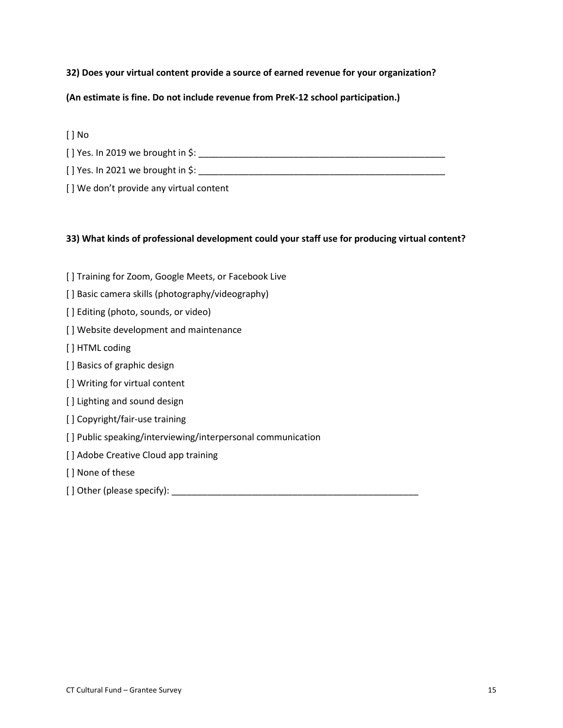**32) Does your virtual content provide a source of earned revenue for your organization?**

**(An estimate is fine. Do not include revenue from PreK-12 school participation.)**

[ ] No

[ ] Yes. In 2019 we brought in $: ___________________________________________________

[ ] Yes. In 2021 we brought in $: ___________________________________________________

[ ] We don't provide any virtual content

**33) What kinds of professional development could your staff use for producing virtual content?**

[ ] Training for Zoom, Google Meets, or Facebook Live

[ ] Basic camera skills (photography/videography)

[ ] Editing (photo, sounds, or video)

[ ] Website development and maintenance

[ ] HTML coding

[ ] Basics of graphic design

[ ] Writing for virtual content

[ ] Lighting and sound design

[ ] Copyright/fair-use training

[ ] Public speaking/interviewing/interpersonal communication

[ ] Adobe Creative Cloud app training

[ ] None of these

[ ] Other (please specify): ___________________________________________________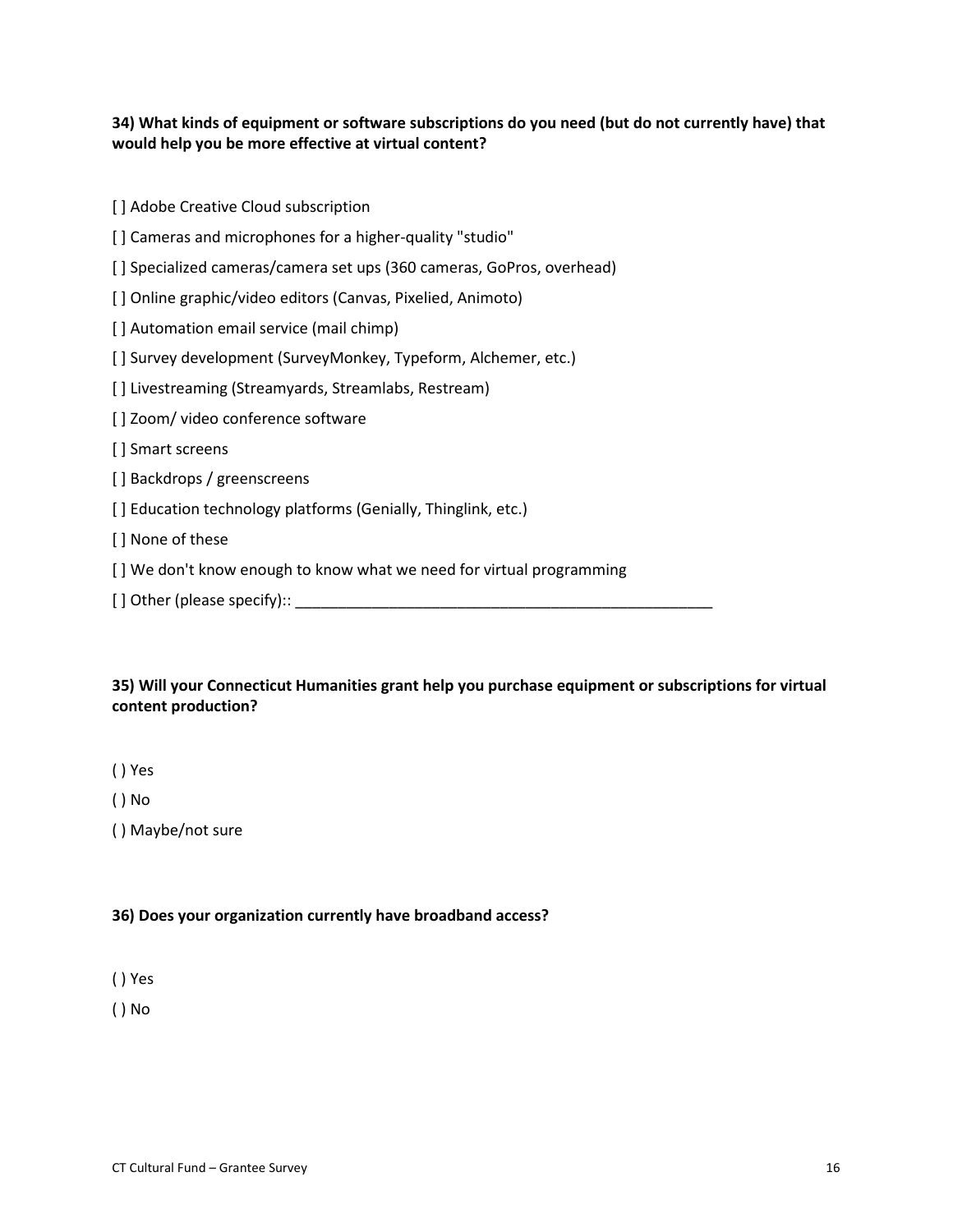**34) What kinds of equipment or software subscriptions do you need (but do not currently have) that would help you be more effective at virtual content?**

[ ] Adobe Creative Cloud subscription

[ ] Cameras and microphones for a higher-quality "studio"

[ ] Specialized cameras/camera set ups (360 cameras, GoPros, overhead)

[ ] Online graphic/video editors (Canvas, Pixelied, Animoto)

[ ] Automation email service (mail chimp)

[ ] Survey development (SurveyMonkey, Typeform, Alchemer, etc.)

[ ] Livestreaming (Streamyards, Streamlabs, Restream)

[ ] Zoom/ video conference software

[ ] Smart screens

[ ] Backdrops / greenscreens

[ ] Education technology platforms (Genially, Thinglink, etc.)

[ ] None of these

[ ] We don't know enough to know what we need for virtual programming

[ ] Other (please specify):: _________________________________________________

**35) Will your Connecticut Humanities grant help you purchase equipment or subscriptions for virtual content production?**

( ) Yes

( ) No

( ) Maybe/not sure

**36) Does your organization currently have broadband access?**

( ) Yes

( ) No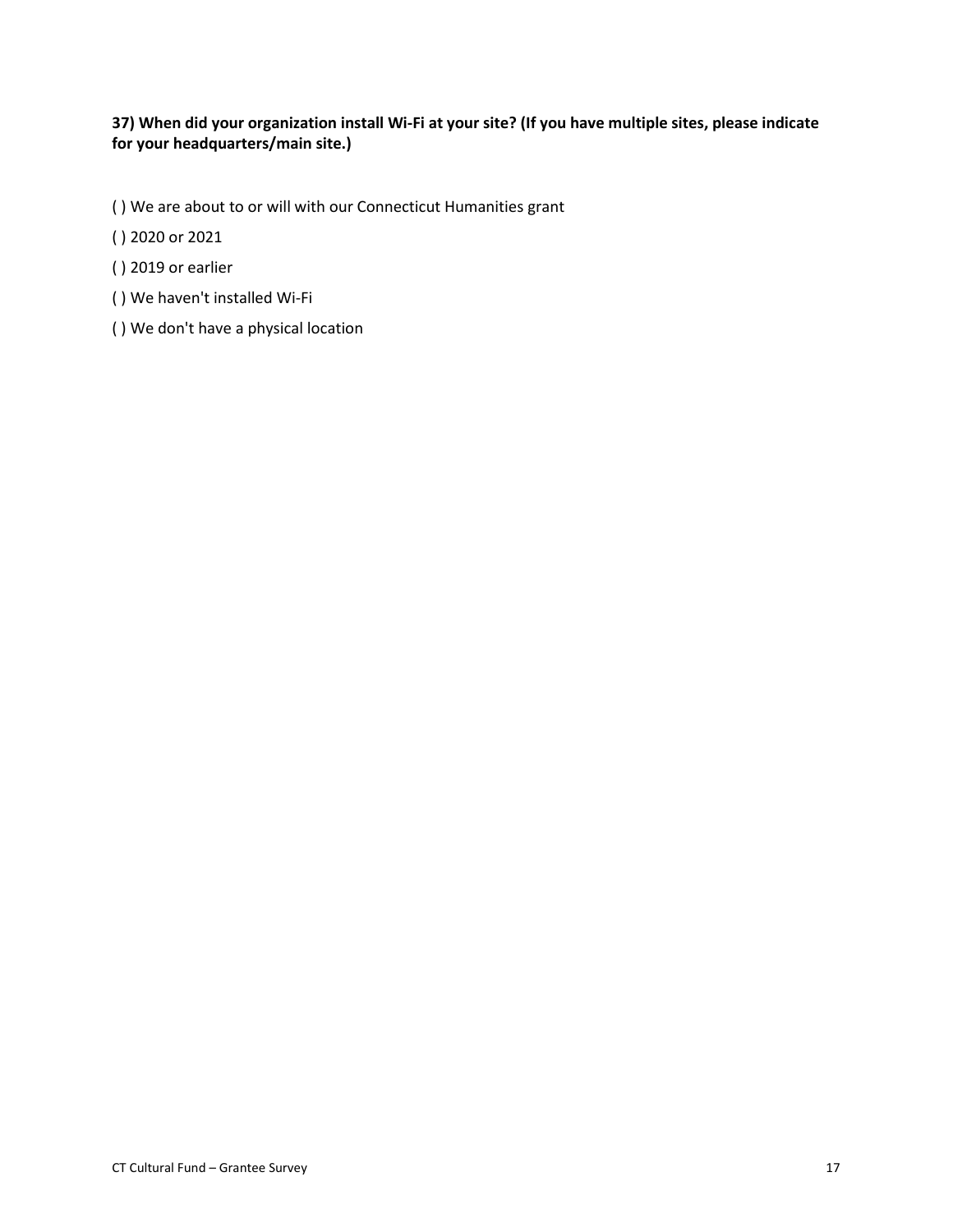**37) When did your organization install Wi-Fi at your site? (If you have multiple sites, please indicate for your headquarters/main site.)**

( ) We are about to or will with our Connecticut Humanities grant

( ) 2020 or 2021

( ) 2019 or earlier

( ) We haven't installed Wi-Fi

( ) We don't have a physical location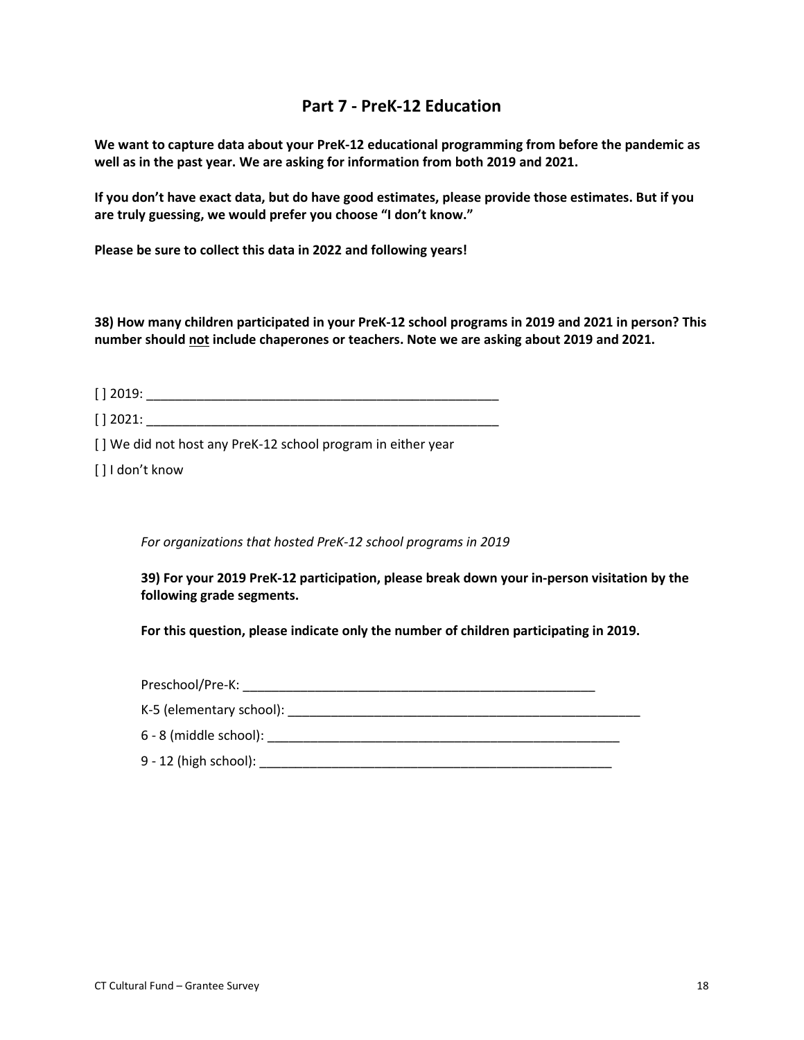## Part 7 - PreK-12 Education

**We want to capture data about your PreK-12 educational programming from before the pandemic as well as in the past year. We are asking for information from both 2019 and 2021.**

**If you don't have exact data, but do have good estimates, please provide those estimates. But if you are truly guessing, we would prefer you choose "I don't know."**

**Please be sure to collect this data in 2022 and following years!**

**38) How many children participated in your PreK-12 school programs in 2019 and 2021 in person? This number should <u>not</u> include chaperones or teachers. Note we are asking about 2019 and 2021.**

[ ] 2019: ___________________________________________________

[ ] 2021: ___________________________________________________

[ ] We did not host any PreK-12 school program in either year

[ ] I don't know

*For organizations that hosted PreK-12 school programs in 2019*

**39) For your 2019 PreK-12 participation, please break down your in-person visitation by the following grade segments.**

**For this question, please indicate only the number of children participating in 2019.**

Preschool/Pre-K: ___________________________________________________

K-5 (elementary school): ___________________________________________________

6 - 8 (middle school): ___________________________________________________

9 - 12 (high school): ___________________________________________________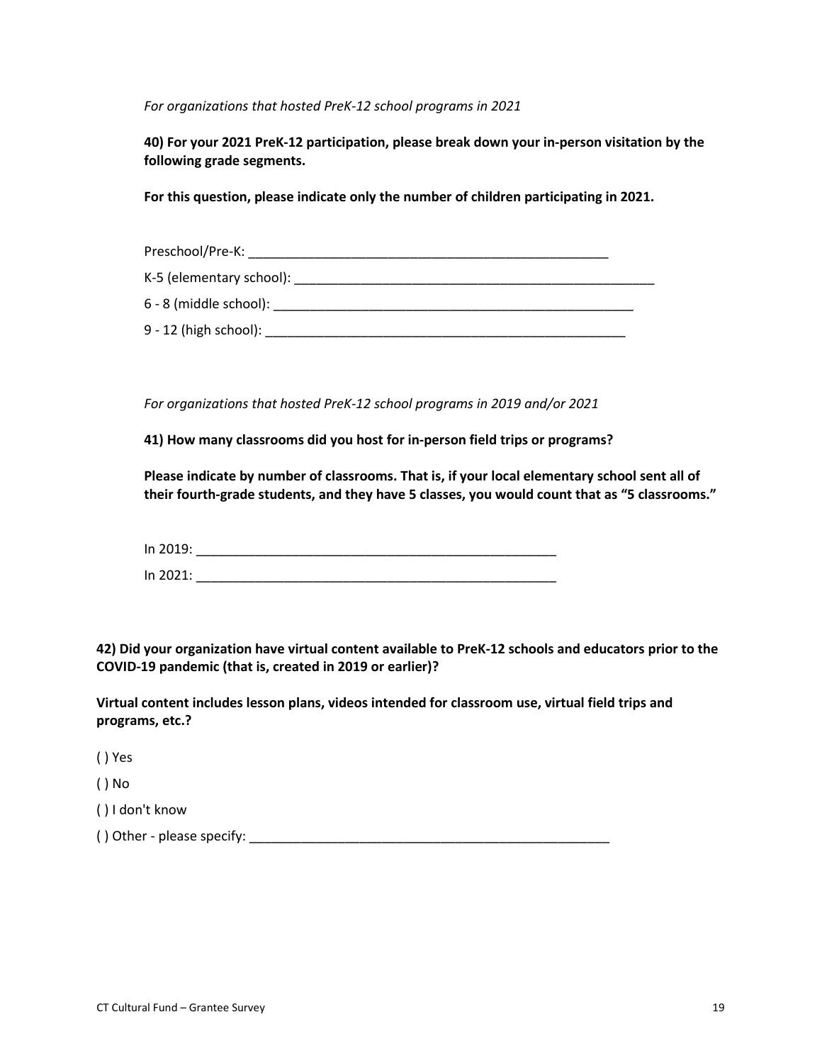*For organizations that hosted PreK-12 school programs in 2021*

**40) For your 2021 PreK-12 participation, please break down your in-person visitation by the following grade segments.**

**For this question, please indicate only the number of children participating in 2021.**

Preschool/Pre-K: ____________________________________________

K-5 (elementary school): ____________________________________________

6 - 8 (middle school): ____________________________________________

9 - 12 (high school): ____________________________________________

*For organizations that hosted PreK-12 school programs in 2019 and/or 2021*

**41) How many classrooms did you host for in-person field trips or programs?**

**Please indicate by number of classrooms. That is, if your local elementary school sent all of their fourth-grade students, and they have 5 classes, you would count that as "5 classrooms."**

In 2019: ____________________________________________

In 2021: ____________________________________________

**42) Did your organization have virtual content available to PreK-12 schools and educators prior to the COVID-19 pandemic (that is, created in 2019 or earlier)?**

**Virtual content includes lesson plans, videos intended for classroom use, virtual field trips and programs, etc.?**

( ) Yes

( ) No

( ) I don't know

( ) Other - please specify: ____________________________________________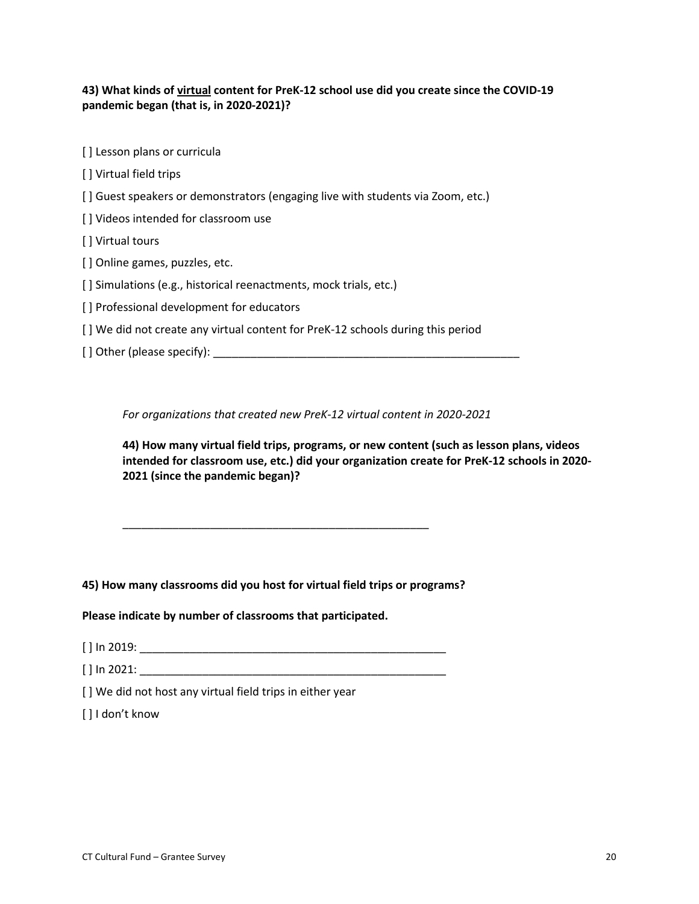**43) What kinds of <u>virtual</u> content for PreK-12 school use did you create since the COVID-19 pandemic began (that is, in 2020-2021)?**

[ ] Lesson plans or curricula

[ ] Virtual field trips

[ ] Guest speakers or demonstrators (engaging live with students via Zoom, etc.)

[ ] Videos intended for classroom use

[ ] Virtual tours

[ ] Online games, puzzles, etc.

[ ] Simulations (e.g., historical reenactments, mock trials, etc.)

[ ] Professional development for educators

[ ] We did not create any virtual content for PreK-12 schools during this period

[ ] Other (please specify): ___________________________________________________

*For organizations that created new PreK-12 virtual content in 2020-2021*

**44) How many virtual field trips, programs, or new content (such as lesson plans, videos intended for classroom use, etc.) did your organization create for PreK-12 schools in 2020-2021 (since the pandemic began)?**

___________________________________________________

**45) How many classrooms did you host for virtual field trips or programs?**

**Please indicate by number of classrooms that participated.**

[ ] In 2019: ___________________________________________________

[ ] In 2021: ___________________________________________________

[ ] We did not host any virtual field trips in either year

[ ] I don't know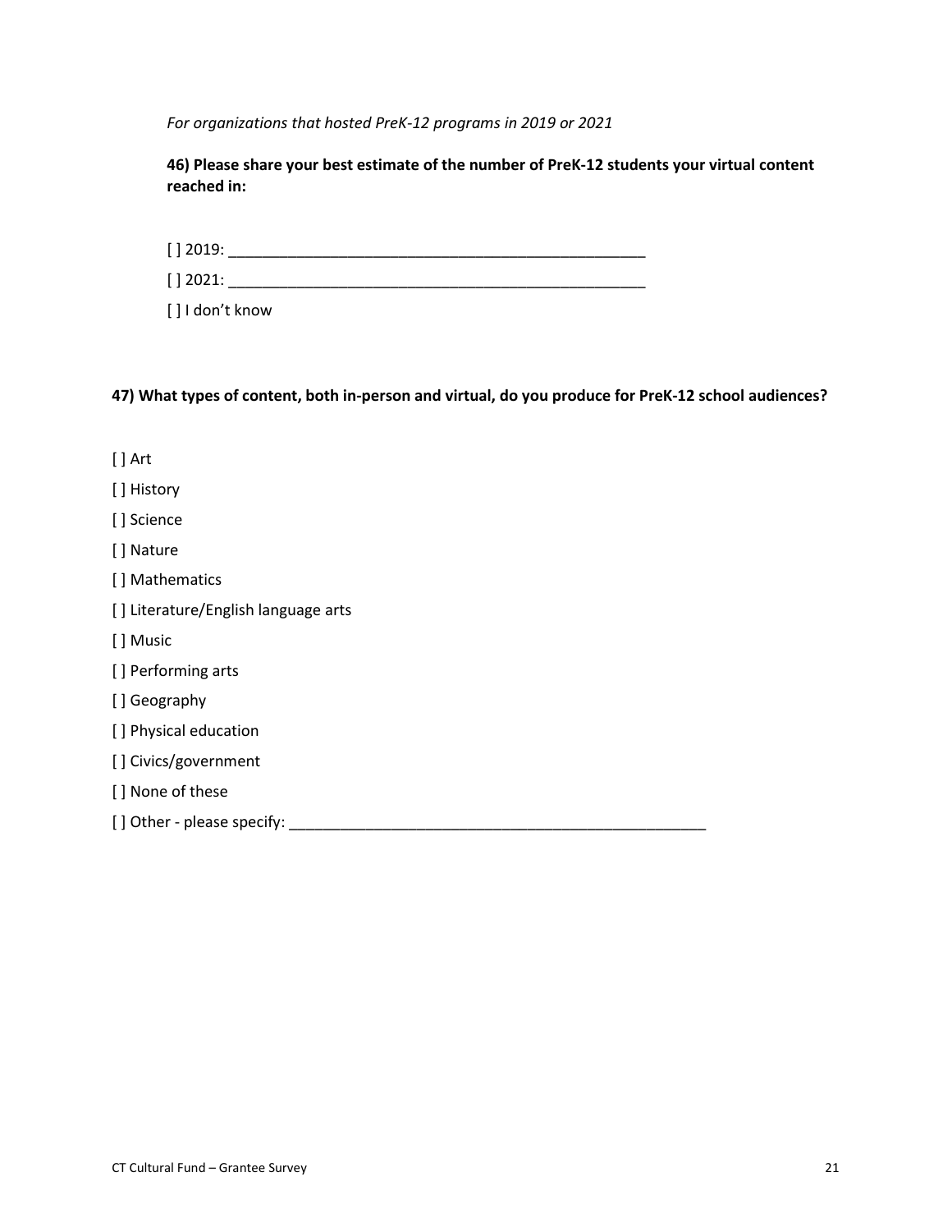*For organizations that hosted PreK-12 programs in 2019 or 2021*

**46) Please share your best estimate of the number of PreK-12 students your virtual content reached in:**

[ ] 2019: ___________________________________________________

[ ] 2021: ___________________________________________________

[ ] I don't know

**47) What types of content, both in-person and virtual, do you produce for PreK-12 school audiences?**

[ ] Art

[ ] History

[ ] Science

[ ] Nature

[ ] Mathematics

[ ] Literature/English language arts

[ ] Music

[ ] Performing arts

[ ] Geography

[ ] Physical education

[ ] Civics/government

[ ] None of these

[ ] Other - please specify: ____________________________________________________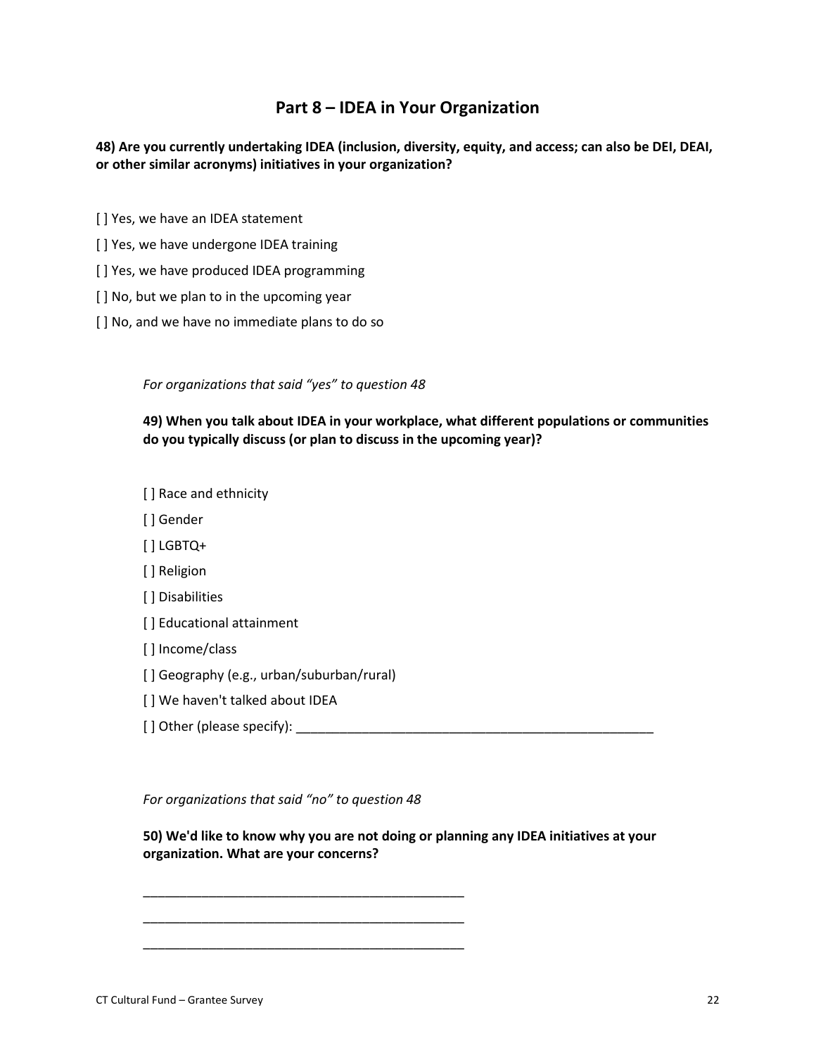## Part 8 – IDEA in Your Organization

**48) Are you currently undertaking IDEA (inclusion, diversity, equity, and access; can also be DEI, DEAI, or other similar acronyms) initiatives in your organization?**

[ ] Yes, we have an IDEA statement

[ ] Yes, we have undergone IDEA training

[ ] Yes, we have produced IDEA programming

[ ] No, but we plan to in the upcoming year

[ ] No, and we have no immediate plans to do so

*For organizations that said "yes" to question 48*

**49) When you talk about IDEA in your workplace, what different populations or communities do you typically discuss (or plan to discuss in the upcoming year)?**

[ ] Race and ethnicity

[ ] Gender

[ ] LGBTQ+

[ ] Religion

[ ] Disabilities

[ ] Educational attainment

[ ] Income/class

[ ] Geography (e.g., urban/suburban/rural)

[ ] We haven't talked about IDEA

[ ] Other (please specify): ___________________________________________________

*For organizations that said "no" to question 48*

**50) We'd like to know why you are not doing or planning any IDEA initiatives at your organization. What are your concerns?**

______________________________________________

______________________________________________

______________________________________________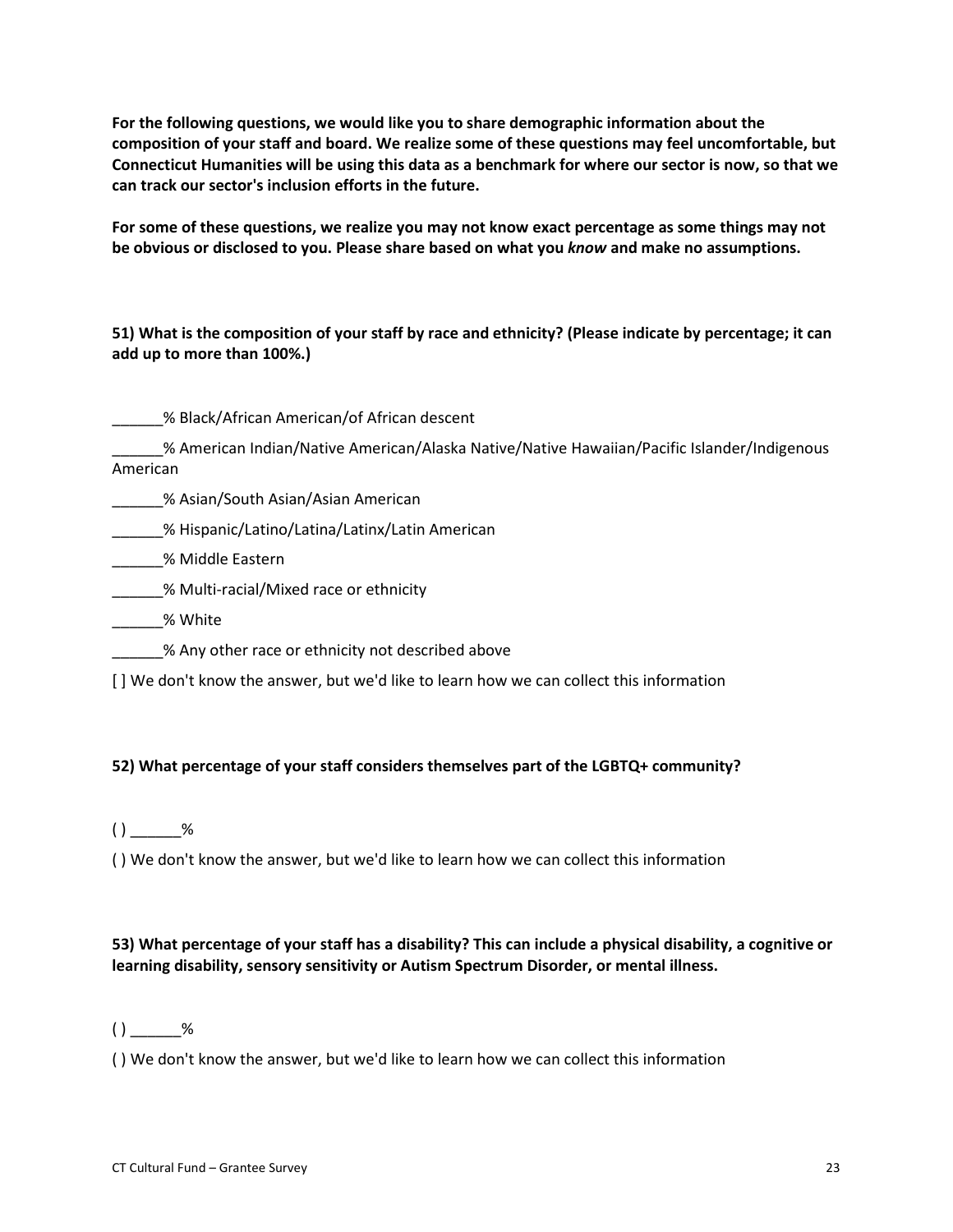**For the following questions, we would like you to share demographic information about the composition of your staff and board. We realize some of these questions may feel uncomfortable, but Connecticut Humanities will be using this data as a benchmark for where our sector is now, so that we can track our sector's inclusion efforts in the future.**

**For some of these questions, we realize you may not know exact percentage as some things may not be obvious or disclosed to you. Please share based on what you *know* and make no assumptions.**

**51) What is the composition of your staff by race and ethnicity? (Please indicate by percentage; it can add up to more than 100%.)**

______% Black/African American/of African descent

______% American Indian/Native American/Alaska Native/Native Hawaiian/Pacific Islander/Indigenous American

______% Asian/South Asian/Asian American

______% Hispanic/Latino/Latina/Latinx/Latin American

______% Middle Eastern

______% Multi-racial/Mixed race or ethnicity

______% White

______% Any other race or ethnicity not described above

[ ] We don't know the answer, but we'd like to learn how we can collect this information

**52) What percentage of your staff considers themselves part of the LGBTQ+ community?**

( ) ______%

( ) We don't know the answer, but we'd like to learn how we can collect this information

**53) What percentage of your staff has a disability? This can include a physical disability, a cognitive or learning disability, sensory sensitivity or Autism Spectrum Disorder, or mental illness.**

( ) ______%

( ) We don't know the answer, but we'd like to learn how we can collect this information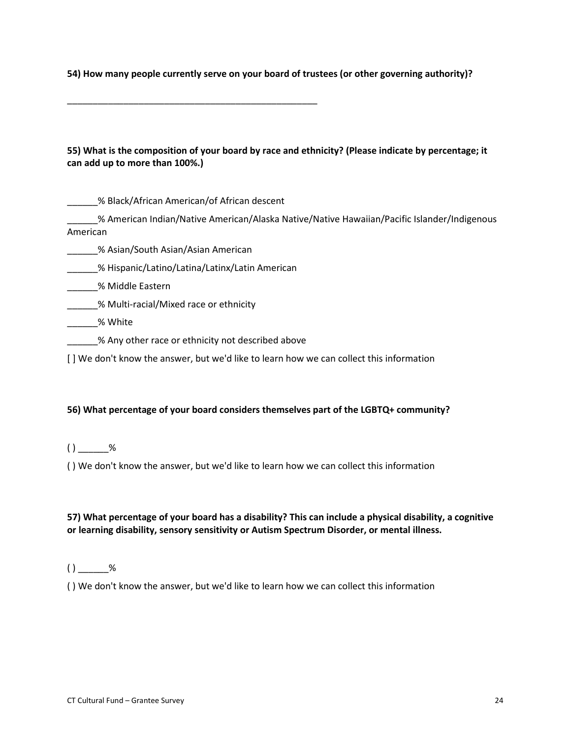**54) How many people currently serve on your board of trustees (or other governing authority)?**

____________________________________________________

**55) What is the composition of your board by race and ethnicity? (Please indicate by percentage; it can add up to more than 100%.)**

______% Black/African American/of African descent

______% American Indian/Native American/Alaska Native/Native Hawaiian/Pacific Islander/Indigenous American

______% Asian/South Asian/Asian American

______% Hispanic/Latino/Latina/Latinx/Latin American

______% Middle Eastern

______% Multi-racial/Mixed race or ethnicity

______% White

______% Any other race or ethnicity not described above

[ ] We don't know the answer, but we'd like to learn how we can collect this information

**56) What percentage of your board considers themselves part of the LGBTQ+ community?**

( ) ______%

( ) We don't know the answer, but we'd like to learn how we can collect this information

**57) What percentage of your board has a disability? This can include a physical disability, a cognitive or learning disability, sensory sensitivity or Autism Spectrum Disorder, or mental illness.**

( ) ______%

( ) We don't know the answer, but we'd like to learn how we can collect this information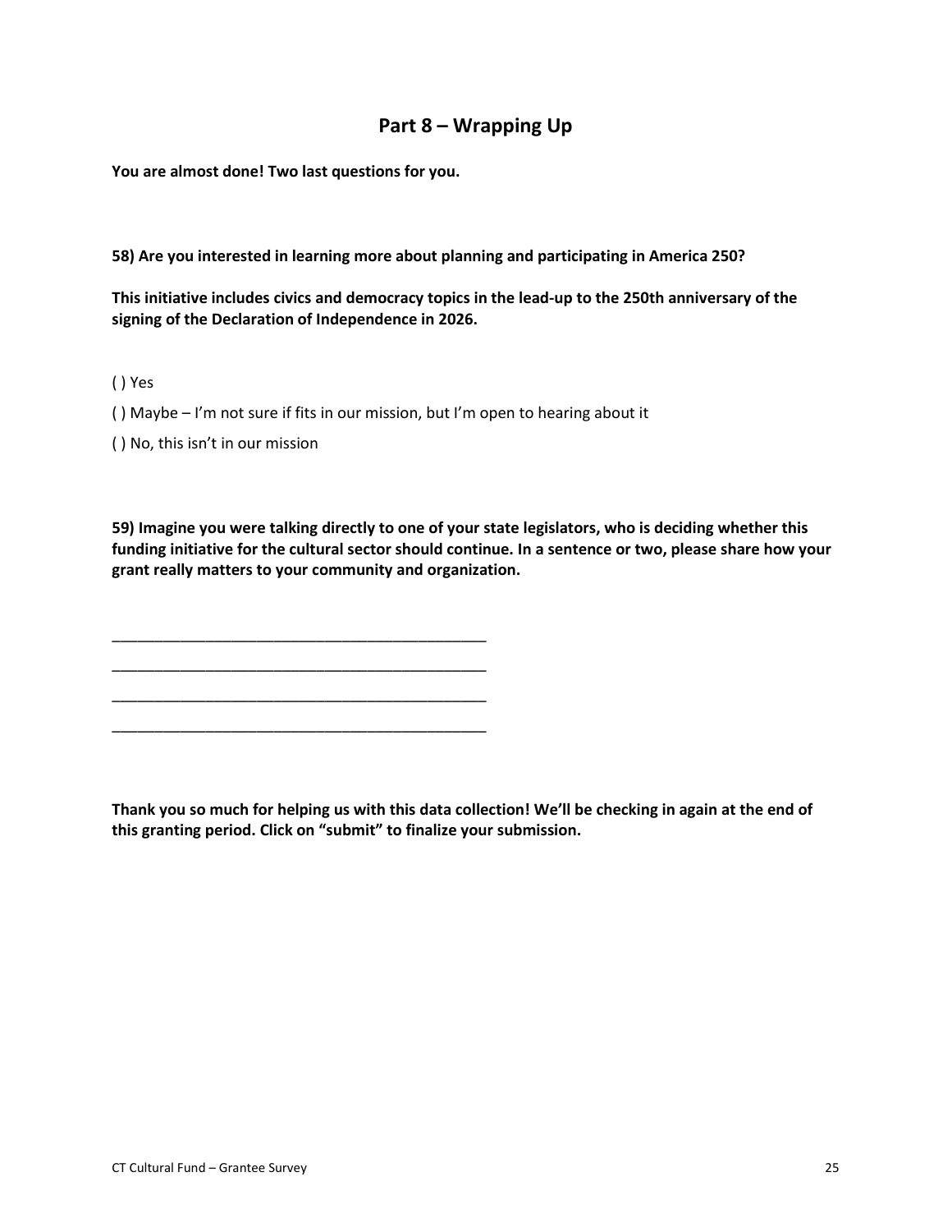## Part 8 – Wrapping Up

**You are almost done! Two last questions for you.**

**58) Are you interested in learning more about planning and participating in America 250?**

**This initiative includes civics and democracy topics in the lead-up to the 250th anniversary of the signing of the Declaration of Independence in 2026.**

( ) Yes

( ) Maybe – I'm not sure if fits in our mission, but I'm open to hearing about it

( ) No, this isn't in our mission

**59) Imagine you were talking directly to one of your state legislators, who is deciding whether this funding initiative for the cultural sector should continue. In a sentence or two, please share how your grant really matters to your community and organization.**

______________________________________________

______________________________________________

______________________________________________

______________________________________________

**Thank you so much for helping us with this data collection! We'll be checking in again at the end of this granting period. Click on "submit" to finalize your submission.**